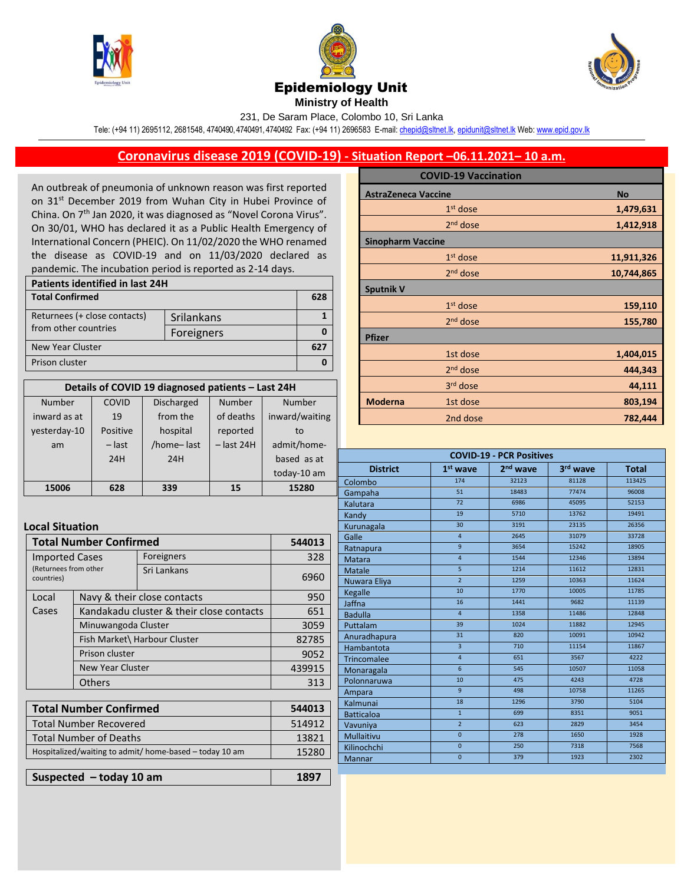# Epidemiology Unit

**Ministry of Health**

231, De Saram Place, Colombo 10, Sri Lanka

Tele: (+94 11) 2695112, 2681548, 4740490, 4740491, 4740492 Fax: (+94 11) 2696583 E-mail: chepid@sltnet.lk, epidunit@sltnet.lk Web: www.epid.gov.lk

## Coronavirus disease 2019 (COVID-19) - Situation Report –06.11.2021– 10 a.m.

An outbreak of pneumonia of unknown reason was first reported on 31st December 2019 from Wuhan City in Hubei Province of China. On 7th Jan 2020, it was diagnosed as "Novel Corona Virus". On 30/01, WHO has declared it as a Public Health Emergency of International Concern (PHEIC). On 11/02/2020 the WHO renamed the disease as COVID-19 and on 11/03/2020 declared as pandemic. The incubation period is reported as 2-14 days.

| Patients identified in last 24H | | |
|---|---|---|
| **Total Confirmed** | | **628** |
| Returnees (+ close contacts) from other countries | Srilankans | 1 |
| | Foreigners | 0 |
| New Year Cluster | | 627 |
| Prison cluster | | 0 |

| Details of COVID 19 diagnosed patients – Last 24H | | | | |
|---|---|---|---|---|
| Number inward as at yesterday-10 am | COVID 19 Positive – last 24H | Discharged from the hospital /home– last 24H | Number of deaths reported – last 24H | Number inward/waiting to admit/home-based as at today-10 am |
| 15006 | 628 | 339 | 15 | 15280 |

### Local Situation

| **Total Number Confirmed** | | **544013** |
|---|---|---|
| Imported Cases (Returnees from other countries) | Foreigners | 328 |
| | Sri Lankans | 6960 |
| Local Cases | Navy & their close contacts | 950 |
| | Kandakadu cluster & their close contacts | 651 |
| | Minuwangoda Cluster | 3059 |
| | Fish Market\ Harbour Cluster | 82785 |
| | Prison cluster | 9052 |
| | New Year Cluster | 439915 |
| | Others | 313 |

| **Total Number Confirmed** | **544013** |
|---|---|
| Total Number Recovered | 514912 |
| Total Number of Deaths | 13821 |
| Hospitalized/waiting to admit/ home-based – today 10 am | 15280 |

| **Suspected – today 10 am** | **1897** |
|---|---|

| COVID-19 Vaccination | | |
|---|---|---|
| **AstraZeneca Vaccine** | | **No** |
| | 1st dose | 1,479,631 |
| | 2nd dose | 1,412,918 |
| **Sinopharm Vaccine** | | |
| | 1st dose | 11,911,326 |
| | 2nd dose | 10,744,865 |
| **Sputnik V** | | |
| | 1st dose | 159,110 |
| | 2nd dose | 155,780 |
| **Pfizer** | | |
| | 1st dose | 1,404,015 |
| | 2nd dose | 444,343 |
| | 3rd dose | 44,111 |
| **Moderna** | 1st dose | 803,194 |
| | 2nd dose | 782,444 |

| COVID-19 - PCR Positives | | | | |
|---|---|---|---|---|
| **District** | **1st wave** | **2nd wave** | **3rd wave** | **Total** |
| Colombo | 174 | 32123 | 81128 | 113425 |
| Gampaha | 51 | 18483 | 77474 | 96008 |
| Kalutara | 72 | 6986 | 45095 | 52153 |
| Kandy | 19 | 5710 | 13762 | 19491 |
| Kurunagala | 30 | 3191 | 23135 | 26356 |
| Galle | 4 | 2645 | 31079 | 33728 |
| Ratnapura | 9 | 3654 | 15242 | 18905 |
| Matara | 4 | 1544 | 12346 | 13894 |
| Matale | 5 | 1214 | 11612 | 12831 |
| Nuwara Eliya | 2 | 1259 | 10363 | 11624 |
| Kegalle | 10 | 1770 | 10005 | 11785 |
| Jaffna | 16 | 1441 | 9682 | 11139 |
| Badulla | 4 | 1358 | 11486 | 12848 |
| Puttalam | 39 | 1024 | 11882 | 12945 |
| Anuradhapura | 31 | 820 | 10091 | 10942 |
| Hambantota | 3 | 710 | 11154 | 11867 |
| Trincomalee | 4 | 651 | 3567 | 4222 |
| Monaragala | 6 | 545 | 10507 | 11058 |
| Polonnaruwa | 10 | 475 | 4243 | 4728 |
| Ampara | 9 | 498 | 10758 | 11265 |
| Kalmunai | 18 | 1296 | 3790 | 5104 |
| Batticaloa | 1 | 699 | 8351 | 9051 |
| Vavuniya | 2 | 623 | 2829 | 3454 |
| Mullaitivu | 0 | 278 | 1650 | 1928 |
| Kilinochchi | 0 | 250 | 7318 | 7568 |
| Mannar | 0 | 379 | 1923 | 2302 |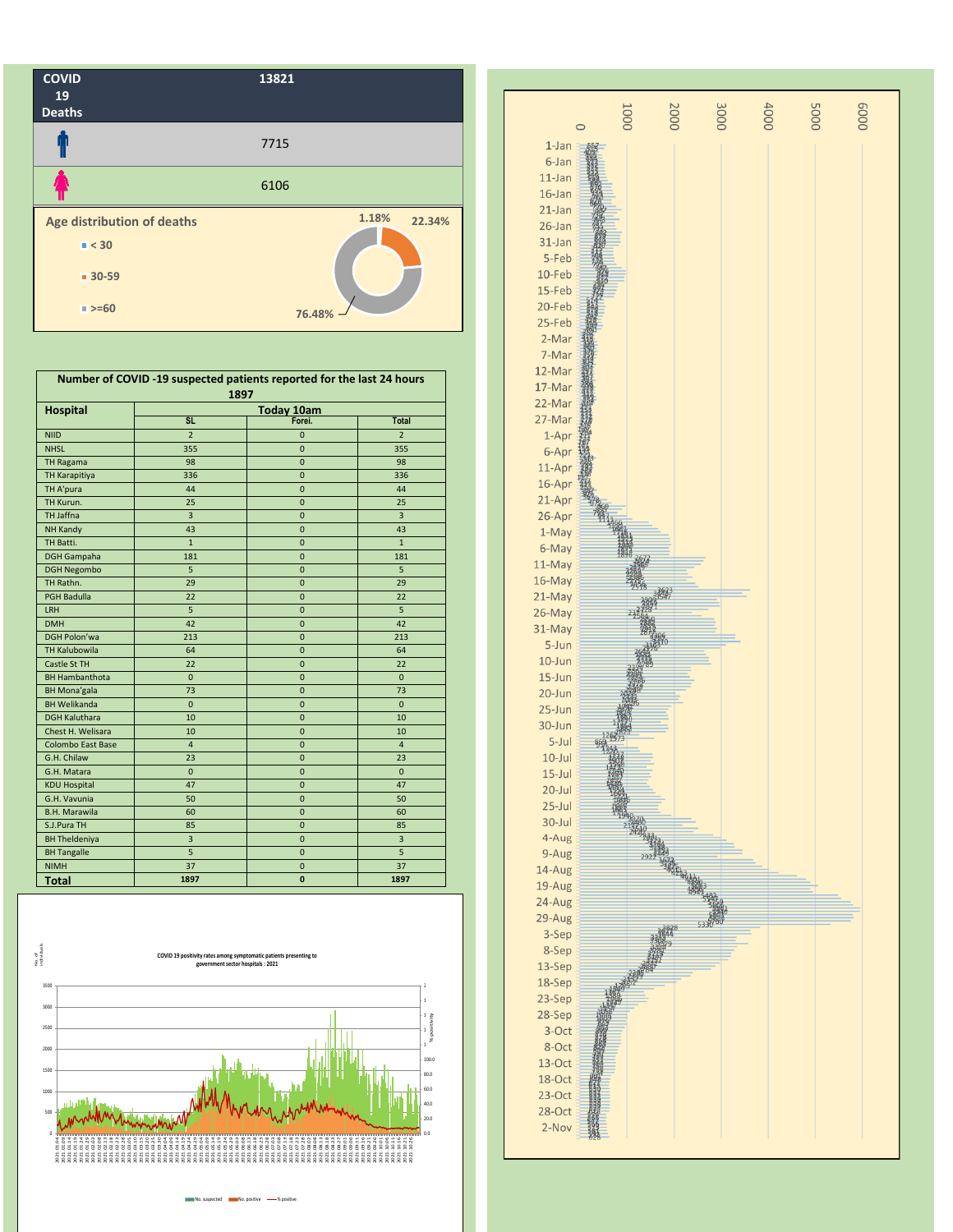| COVID 19 Deaths | 13821 |
| --- | --- |
| Male | 7715 |
| Female | 6106 |

**Age distribution of deaths**

- < 30
- 30-59
- >=60

1.18%
22.34%
76.48%

| Number of COVID -19 suspected patients reported for the last 24 hours 1897 | | | |
| --- | --- | --- | --- |
| Hospital | Today 10am | | |
| | SL | Forei. | Total |
| NIID | 2 | 0 | 2 |
| NHSL | 355 | 0 | 355 |
| TH Ragama | 98 | 0 | 98 |
| TH Karapitiya | 336 | 0 | 336 |
| TH A'pura | 44 | 0 | 44 |
| TH Kurun. | 25 | 0 | 25 |
| TH Jaffna | 3 | 0 | 3 |
| NH Kandy | 43 | 0 | 43 |
| TH Batti. | 1 | 0 | 1 |
| DGH Gampaha | 181 | 0 | 181 |
| DGH Negombo | 5 | 0 | 5 |
| TH Rathn. | 29 | 0 | 29 |
| PGH Badulla | 22 | 0 | 22 |
| LRH | 5 | 0 | 5 |
| DMH | 42 | 0 | 42 |
| DGH Polon'wa | 213 | 0 | 213 |
| TH Kalubowila | 64 | 0 | 64 |
| Castle St TH | 22 | 0 | 22 |
| BH Hambanthota | 0 | 0 | 0 |
| BH Mona'gala | 73 | 0 | 73 |
| BH Welikanda | 0 | 0 | 0 |
| DGH Kaluthara | 10 | 0 | 10 |
| Chest H. Welisara | 10 | 0 | 10 |
| Colombo East Base | 4 | 0 | 4 |
| G.H. Chilaw | 23 | 0 | 23 |
| G.H. Matara | 0 | 0 | 0 |
| KDU Hospital | 47 | 0 | 47 |
| G.H. Vavunia | 50 | 0 | 50 |
| B.H. Marawila | 60 | 0 | 60 |
| S.J.Pura TH | 85 | 0 | 85 |
| BH Theldeniya | 3 | 0 | 3 |
| BH Tangalle | 5 | 0 | 5 |
| NIMH | 37 | 0 | 37 |
| **Total** | **1897** | **0** | **1897** |

COVID 19 positivity rates among symptomatic patients presenting to government sector hospitals : 2021

No. of suspected
No. positive
% positive

0
1000
2000
3000
4000
5000
6000

1-Jan
6-Jan
11-Jan
16-Jan
21-Jan
26-Jan
31-Jan
5-Feb
10-Feb
15-Feb
20-Feb
25-Feb
2-Mar
7-Mar
12-Mar
17-Mar
22-Mar
27-Mar
1-Apr
6-Apr
11-Apr
16-Apr
21-Apr
26-Apr
1-May
6-May
11-May
16-May
21-May
26-May
31-May
5-Jun
10-Jun
15-Jun
20-Jun
25-Jun
30-Jun
5-Jul
10-Jul
15-Jul
20-Jul
25-Jul
30-Jul
4-Aug
9-Aug
14-Aug
19-Aug
24-Aug
29-Aug
3-Sep
8-Sep
13-Sep
18-Sep
23-Sep
28-Sep
3-Oct
8-Oct
13-Oct
18-Oct
23-Oct
28-Oct
2-Nov